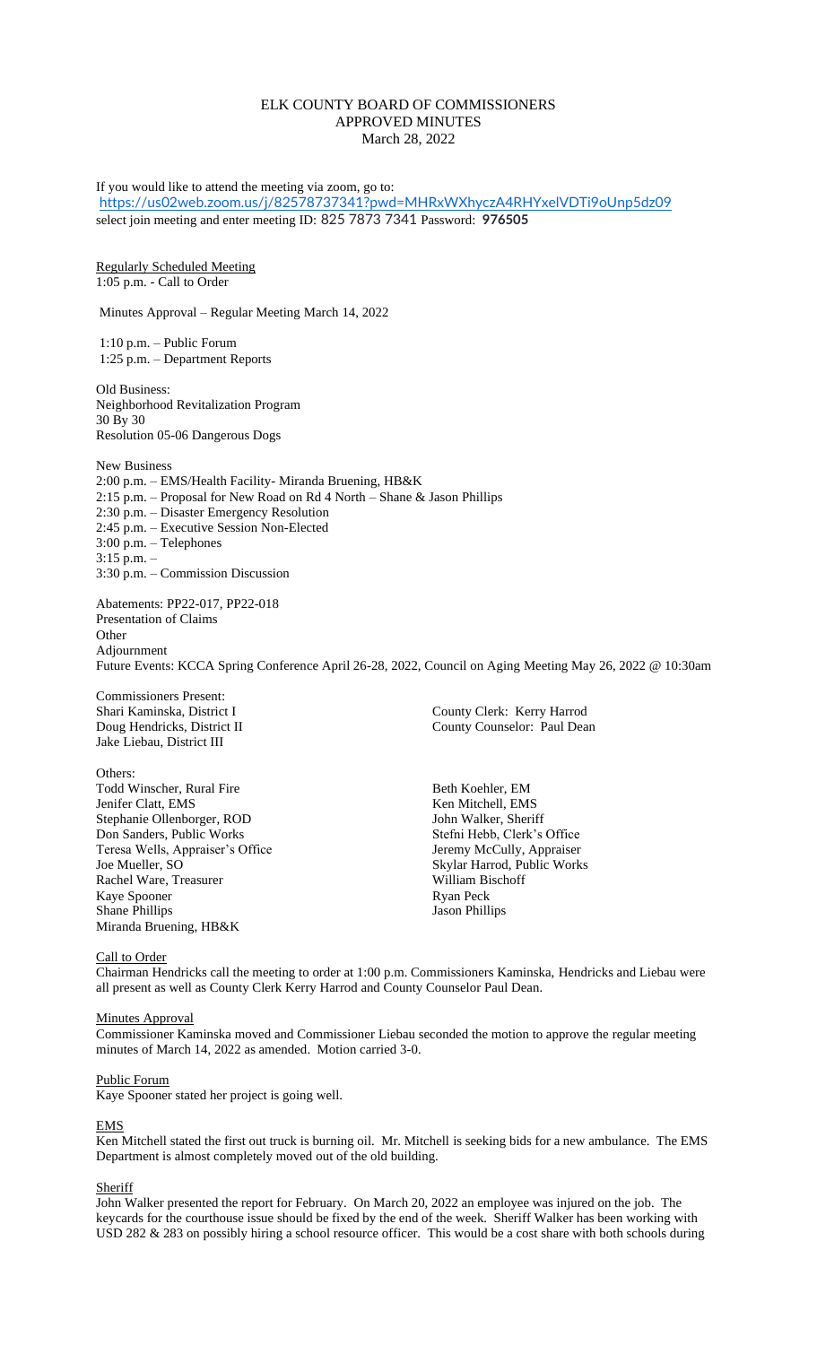ELK COUNTY BOARD OF COMMISSIONERS
APPROVED MINUTES
March 28, 2022

If you would like to attend the meeting via zoom, go to:
https://us02web.zoom.us/j/82578737341?pwd=MHRxWXhyczA4RHYxelVDTi9oUnp5dz09
select join meeting and enter meeting ID: 825 7873 7341 Password: **976505**

Regularly Scheduled Meeting
1:05 p.m. - Call to Order

Minutes Approval – Regular Meeting March 14, 2022

1:10 p.m. – Public Forum
1:25 p.m. – Department Reports

Old Business:
Neighborhood Revitalization Program
30 By 30
Resolution 05-06 Dangerous Dogs

New Business
2:00 p.m. – EMS/Health Facility- Miranda Bruening, HB&K
2:15 p.m. – Proposal for New Road on Rd 4 North – Shane & Jason Phillips
2:30 p.m. – Disaster Emergency Resolution
2:45 p.m. – Executive Session Non-Elected
3:00 p.m. – Telephones
3:15 p.m. –
3:30 p.m. – Commission Discussion

Abatements: PP22-017, PP22-018
Presentation of Claims
Other
Adjournment
Future Events: KCCA Spring Conference April 26-28, 2022, Council on Aging Meeting May 26, 2022 @ 10:30am

Commissioners Present:
Shari Kaminska, District I
Doug Hendricks, District II
Jake Liebau, District III

County Clerk: Kerry Harrod
County Counselor: Paul Dean

Others:
Todd Winscher, Rural Fire
Jenifer Clatt, EMS
Stephanie Ollenborger, ROD
Don Sanders, Public Works
Teresa Wells, Appraiser's Office
Joe Mueller, SO
Rachel Ware, Treasurer
Kaye Spooner
Shane Phillips
Miranda Bruening, HB&K

Beth Koehler, EM
Ken Mitchell, EMS
John Walker, Sheriff
Stefni Hebb, Clerk's Office
Jeremy McCully, Appraiser
Skylar Harrod, Public Works
William Bischoff
Ryan Peck
Jason Phillips

Call to Order
Chairman Hendricks call the meeting to order at 1:00 p.m. Commissioners Kaminska, Hendricks and Liebau were all present as well as County Clerk Kerry Harrod and County Counselor Paul Dean.

Minutes Approval
Commissioner Kaminska moved and Commissioner Liebau seconded the motion to approve the regular meeting minutes of March 14, 2022 as amended. Motion carried 3-0.

Public Forum
Kaye Spooner stated her project is going well.

EMS
Ken Mitchell stated the first out truck is burning oil. Mr. Mitchell is seeking bids for a new ambulance. The EMS Department is almost completely moved out of the old building.

Sheriff
John Walker presented the report for February. On March 20, 2022 an employee was injured on the job. The keycards for the courthouse issue should be fixed by the end of the week. Sheriff Walker has been working with USD 282 & 283 on possibly hiring a school resource officer. This would be a cost share with both schools during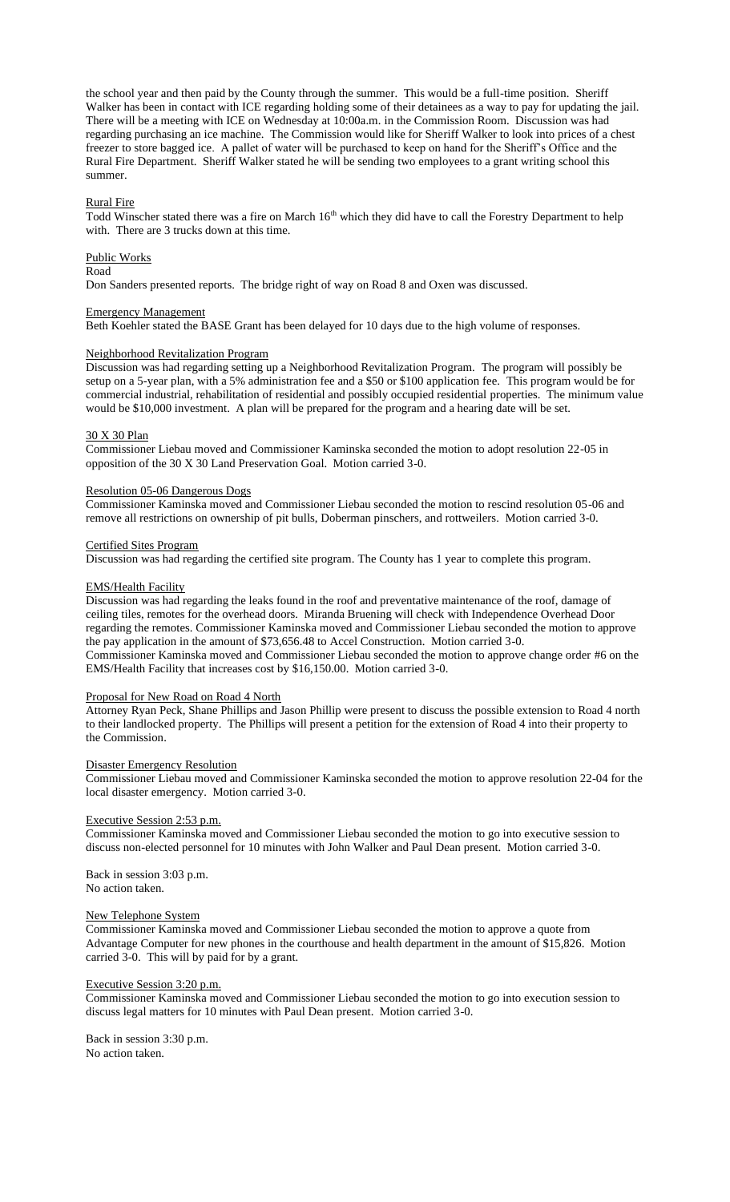the school year and then paid by the County through the summer. This would be a full-time position. Sheriff Walker has been in contact with ICE regarding holding some of their detainees as a way to pay for updating the jail. There will be a meeting with ICE on Wednesday at 10:00a.m. in the Commission Room. Discussion was had regarding purchasing an ice machine. The Commission would like for Sheriff Walker to look into prices of a chest freezer to store bagged ice. A pallet of water will be purchased to keep on hand for the Sheriff's Office and the Rural Fire Department. Sheriff Walker stated he will be sending two employees to a grant writing school this summer.

Rural Fire

Todd Winscher stated there was a fire on March 16th which they did have to call the Forestry Department to help with. There are 3 trucks down at this time.

Public Works

Road

Don Sanders presented reports. The bridge right of way on Road 8 and Oxen was discussed.

Emergency Management

Beth Koehler stated the BASE Grant has been delayed for 10 days due to the high volume of responses.

Neighborhood Revitalization Program

Discussion was had regarding setting up a Neighborhood Revitalization Program. The program will possibly be setup on a 5-year plan, with a 5% administration fee and a $50 or $100 application fee. This program would be for commercial industrial, rehabilitation of residential and possibly occupied residential properties. The minimum value would be $10,000 investment. A plan will be prepared for the program and a hearing date will be set.

30 X 30 Plan

Commissioner Liebau moved and Commissioner Kaminska seconded the motion to adopt resolution 22-05 in opposition of the 30 X 30 Land Preservation Goal. Motion carried 3-0.

Resolution 05-06 Dangerous Dogs

Commissioner Kaminska moved and Commissioner Liebau seconded the motion to rescind resolution 05-06 and remove all restrictions on ownership of pit bulls, Doberman pinschers, and rottweilers. Motion carried 3-0.

Certified Sites Program

Discussion was had regarding the certified site program. The County has 1 year to complete this program.

EMS/Health Facility

Discussion was had regarding the leaks found in the roof and preventative maintenance of the roof, damage of ceiling tiles, remotes for the overhead doors. Miranda Bruening will check with Independence Overhead Door regarding the remotes. Commissioner Kaminska moved and Commissioner Liebau seconded the motion to approve the pay application in the amount of $73,656.48 to Accel Construction. Motion carried 3-0.
Commissioner Kaminska moved and Commissioner Liebau seconded the motion to approve change order #6 on the EMS/Health Facility that increases cost by $16,150.00. Motion carried 3-0.

Proposal for New Road on Road 4 North

Attorney Ryan Peck, Shane Phillips and Jason Phillip were present to discuss the possible extension to Road 4 north to their landlocked property. The Phillips will present a petition for the extension of Road 4 into their property to the Commission.

Disaster Emergency Resolution

Commissioner Liebau moved and Commissioner Kaminska seconded the motion to approve resolution 22-04 for the local disaster emergency. Motion carried 3-0.

Executive Session 2:53 p.m.

Commissioner Kaminska moved and Commissioner Liebau seconded the motion to go into executive session to discuss non-elected personnel for 10 minutes with John Walker and Paul Dean present. Motion carried 3-0.

Back in session 3:03 p.m.
No action taken.

New Telephone System

Commissioner Kaminska moved and Commissioner Liebau seconded the motion to approve a quote from Advantage Computer for new phones in the courthouse and health department in the amount of $15,826. Motion carried 3-0. This will by paid for by a grant.

Executive Session 3:20 p.m.

Commissioner Kaminska moved and Commissioner Liebau seconded the motion to go into execution session to discuss legal matters for 10 minutes with Paul Dean present. Motion carried 3-0.

Back in session 3:30 p.m.
No action taken.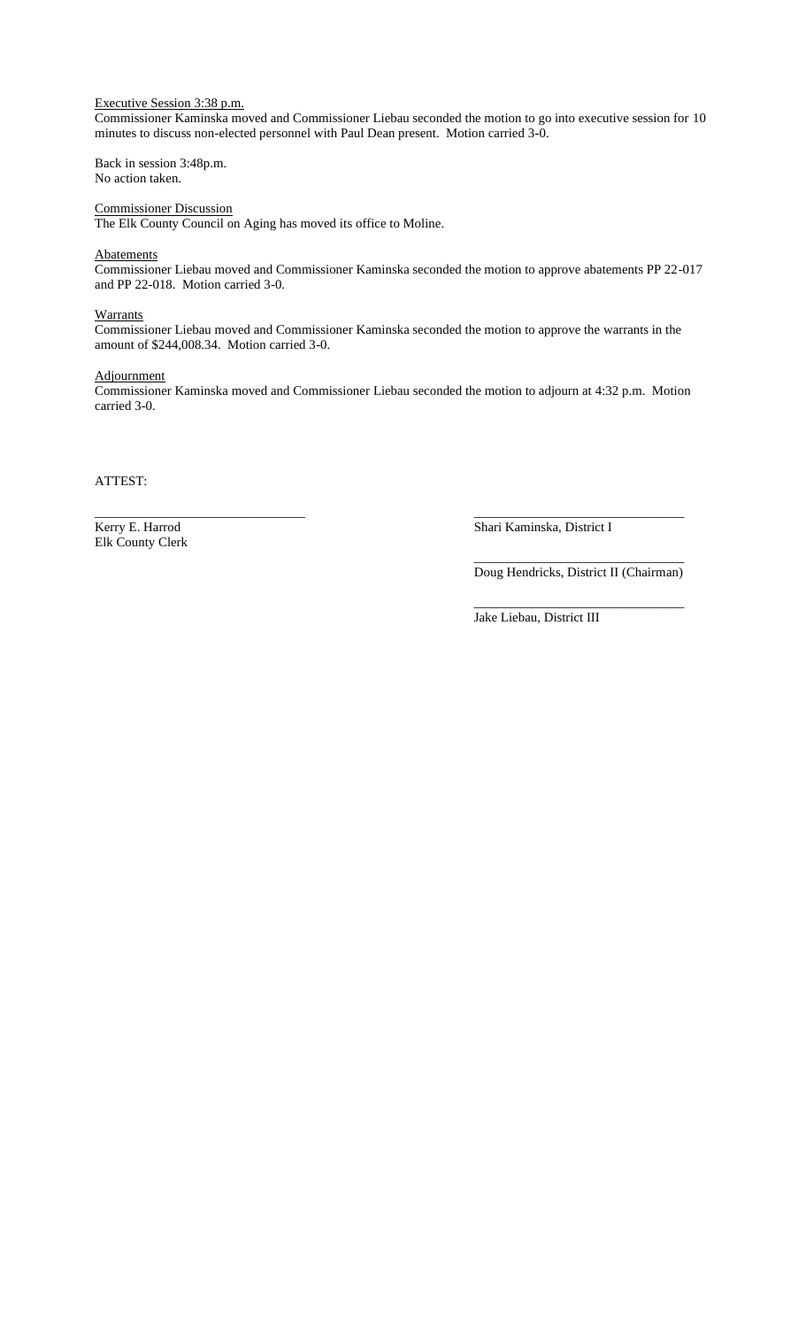Executive Session 3:38 p.m.

Commissioner Kaminska moved and Commissioner Liebau seconded the motion to go into executive session for 10 minutes to discuss non-elected personnel with Paul Dean present. Motion carried 3-0.

Back in session 3:48p.m.
No action taken.

Commissioner Discussion

The Elk County Council on Aging has moved its office to Moline.

Abatements

Commissioner Liebau moved and Commissioner Kaminska seconded the motion to approve abatements PP 22-017 and PP 22-018. Motion carried 3-0.

Warrants

Commissioner Liebau moved and Commissioner Kaminska seconded the motion to approve the warrants in the amount of $244,008.34. Motion carried 3-0.

Adjournment

Commissioner Kaminska moved and Commissioner Liebau seconded the motion to adjourn at 4:32 p.m. Motion carried 3-0.

ATTEST:

\_\_\_\_\_\_\_\_\_\_\_\_\_\_\_\_\_\_\_\_\_\_\_\_\_\_\_\_\_\_
Kerry E. Harrod
Elk County Clerk

\_\_\_\_\_\_\_\_\_\_\_\_\_\_\_\_\_\_\_\_\_\_\_\_\_\_\_\_\_\_
Shari Kaminska, District I

\_\_\_\_\_\_\_\_\_\_\_\_\_\_\_\_\_\_\_\_\_\_\_\_\_\_\_\_\_\_
Doug Hendricks, District II (Chairman)

\_\_\_\_\_\_\_\_\_\_\_\_\_\_\_\_\_\_\_\_\_\_\_\_\_\_\_\_\_\_
Jake Liebau, District III